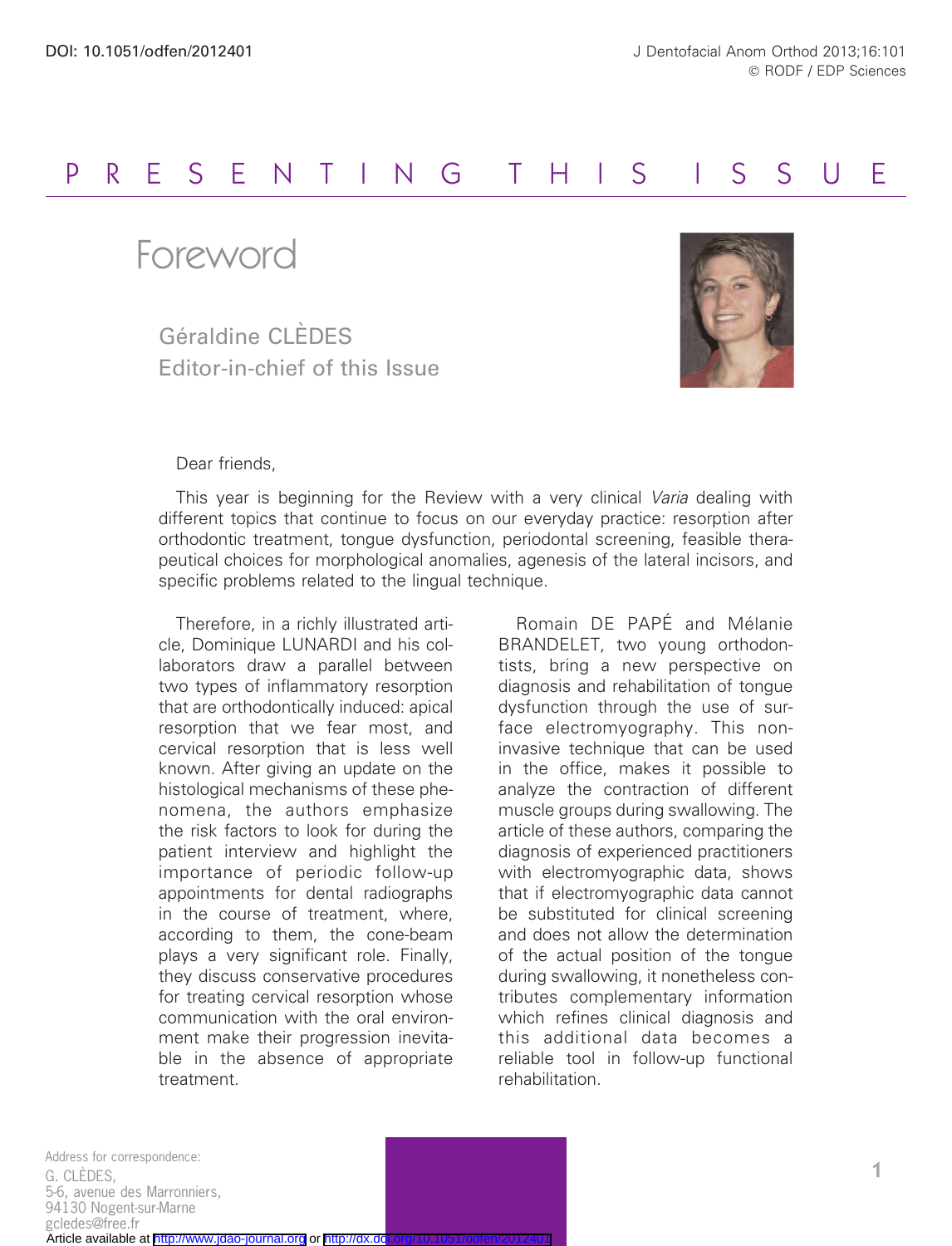# PRESENTING THIS ISSUE

## Foreword

Géraldine CLÈDES
Editor-in-chief of this Issue

Dear friends,

This year is beginning for the Review with a very clinical *Varia* dealing with different topics that continue to focus on our everyday practice: resorption after orthodontic treatment, tongue dysfunction, periodontal screening, feasible therapeutical choices for morphological anomalies, agenesis of the lateral incisors, and specific problems related to the lingual technique.

Therefore, in a richly illustrated article, Dominique LUNARDI and his collaborators draw a parallel between two types of inflammatory resorption that are orthodontically induced: apical resorption that we fear most, and cervical resorption that is less well known. After giving an update on the histological mechanisms of these phenomena, the authors emphasize the risk factors to look for during the patient interview and highlight the importance of periodic follow-up appointments for dental radiographs in the course of treatment, where, according to them, the cone-beam plays a very significant role. Finally, they discuss conservative procedures for treating cervical resorption whose communication with the oral environment make their progression inevitable in the absence of appropriate treatment.

Romain DE PAPÉ and Mélanie BRANDELET, two young orthodontists, bring a new perspective on diagnosis and rehabilitation of tongue dysfunction through the use of surface electromyography. This noninvasive technique that can be used in the office, makes it possible to analyze the contraction of different muscle groups during swallowing. The article of these authors, comparing the diagnosis of experienced practitioners with electromyographic data, shows that if electromyographic data cannot be substituted for clinical screening and does not allow the determination of the actual position of the tongue during swallowing, it nonetheless contributes complementary information which refines clinical diagnosis and this additional data becomes a reliable tool in follow-up functional rehabilitation.

Address for correspondence:
G. CLÈDES,
5-6, avenue des Marronniers,
94130 Nogent-sur-Marne
gcledes@free.fr

Article available at http://www.jdao-journal.org or http://dx.doi.org/10.1051/odfen/2012401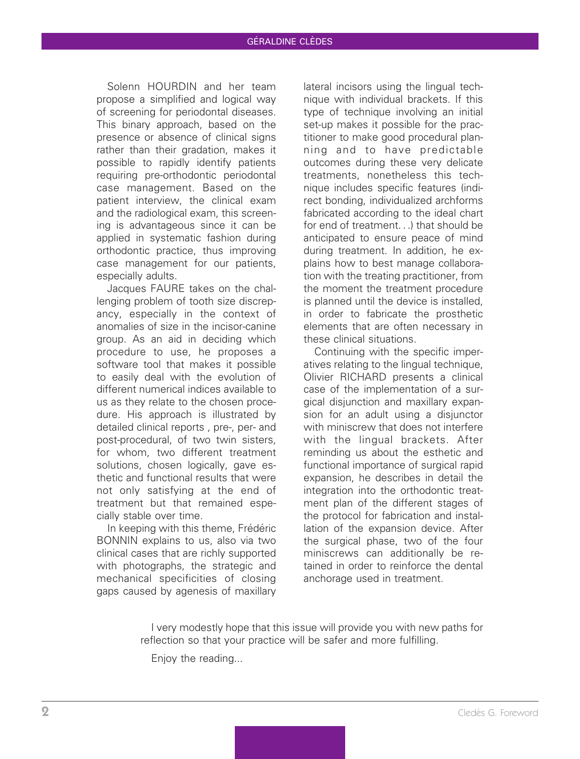Solenn HOURDIN and her team propose a simplified and logical way of screening for periodontal diseases. This binary approach, based on the presence or absence of clinical signs rather than their gradation, makes it possible to rapidly identify patients requiring pre-orthodontic periodontal case management. Based on the patient interview, the clinical exam and the radiological exam, this screening is advantageous since it can be applied in systematic fashion during orthodontic practice, thus improving case management for our patients, especially adults.

Jacques FAURE takes on the challenging problem of tooth size discrepancy, especially in the context of anomalies of size in the incisor-canine group. As an aid in deciding which procedure to use, he proposes a software tool that makes it possible to easily deal with the evolution of different numerical indices available to us as they relate to the chosen procedure. His approach is illustrated by detailed clinical reports , pre-, per- and post-procedural, of two twin sisters, for whom, two different treatment solutions, chosen logically, gave esthetic and functional results that were not only satisfying at the end of treatment but that remained especially stable over time.

In keeping with this theme, Frédéric BONNIN explains to us, also via two clinical cases that are richly supported with photographs, the strategic and mechanical specificities of closing gaps caused by agenesis of maxillary lateral incisors using the lingual technique with individual brackets. If this type of technique involving an initial set-up makes it possible for the practitioner to make good procedural planning and to have predictable outcomes during these very delicate treatments, nonetheless this technique includes specific features (indirect bonding, individualized archforms fabricated according to the ideal chart for end of treatment. . .) that should be anticipated to ensure peace of mind during treatment. In addition, he explains how to best manage collaboration with the treating practitioner, from the moment the treatment procedure is planned until the device is installed, in order to fabricate the prosthetic elements that are often necessary in these clinical situations.

Continuing with the specific imperatives relating to the lingual technique, Olivier RICHARD presents a clinical case of the implementation of a surgical disjunction and maxillary expansion for an adult using a disjunctor with miniscrew that does not interfere with the lingual brackets. After reminding us about the esthetic and functional importance of surgical rapid expansion, he describes in detail the integration into the orthodontic treatment plan of the different stages of the protocol for fabrication and installation of the expansion device. After the surgical phase, two of the four miniscrews can additionally be retained in order to reinforce the dental anchorage used in treatment.

I very modestly hope that this issue will provide you with new paths for reflection so that your practice will be safer and more fulfilling.

Enjoy the reading...